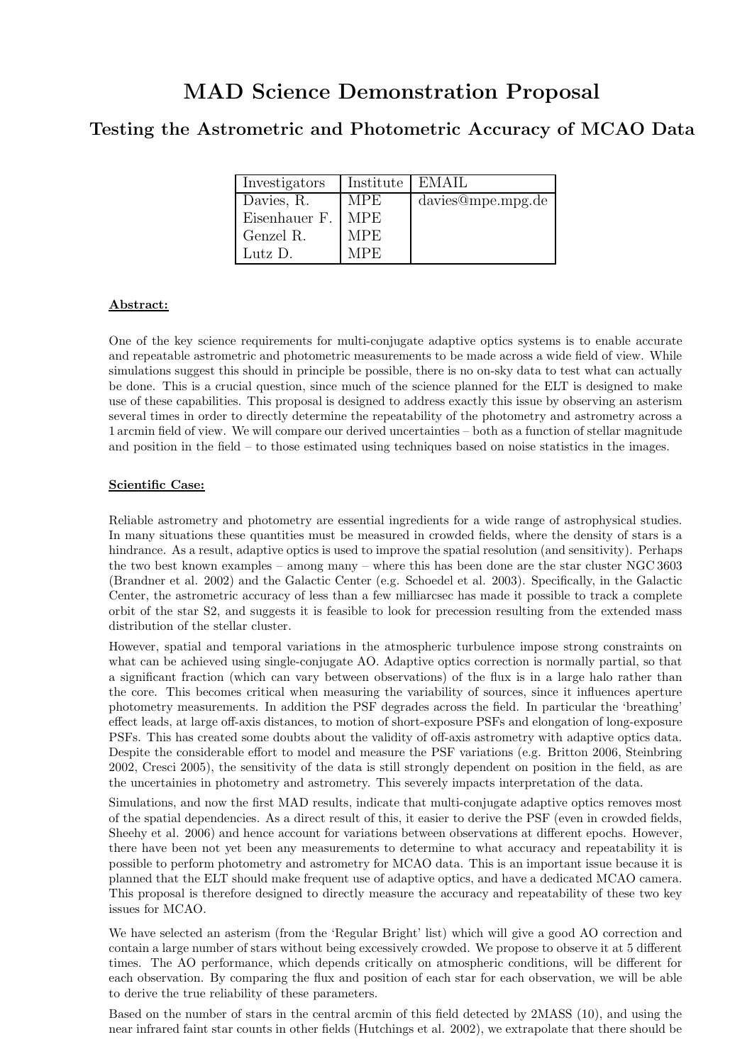# MAD Science Demonstration Proposal

## Testing the Astrometric and Photometric Accuracy of MCAO Data

| Investigators | Institute | EMAIL |
|---|---|---|
| Davies, R. | MPE | davies@mpe.mpg.de |
| Eisenhauer F. | MPE | |
| Genzel R. | MPE | |
| Lutz D. | MPE | |

**Abstract:**

One of the key science requirements for multi-conjugate adaptive optics systems is to enable accurate and repeatable astrometric and photometric measurements to be made across a wide field of view. While simulations suggest this should in principle be possible, there is no on-sky data to test what can actually be done. This is a crucial question, since much of the science planned for the ELT is designed to make use of these capabilities. This proposal is designed to address exactly this issue by observing an asterism several times in order to directly determine the repeatability of the photometry and astrometry across a 1 arcmin field of view. We will compare our derived uncertainties – both as a function of stellar magnitude and position in the field – to those estimated using techniques based on noise statistics in the images.

**Scientific Case:**

Reliable astrometry and photometry are essential ingredients for a wide range of astrophysical studies. In many situations these quantities must be measured in crowded fields, where the density of stars is a hindrance. As a result, adaptive optics is used to improve the spatial resolution (and sensitivity). Perhaps the two best known examples – among many – where this has been done are the star cluster NGC 3603 (Brandner et al. 2002) and the Galactic Center (e.g. Schoedel et al. 2003). Specifically, in the Galactic Center, the astrometric accuracy of less than a few milliarcsec has made it possible to track a complete orbit of the star S2, and suggests it is feasible to look for precession resulting from the extended mass distribution of the stellar cluster.

However, spatial and temporal variations in the atmospheric turbulence impose strong constraints on what can be achieved using single-conjugate AO. Adaptive optics correction is normally partial, so that a significant fraction (which can vary between observations) of the flux is in a large halo rather than the core. This becomes critical when measuring the variability of sources, since it influences aperture photometry measurements. In addition the PSF degrades across the field. In particular the 'breathing' effect leads, at large off-axis distances, to motion of short-exposure PSFs and elongation of long-exposure PSFs. This has created some doubts about the validity of off-axis astrometry with adaptive optics data. Despite the considerable effort to model and measure the PSF variations (e.g. Britton 2006, Steinbring 2002, Cresci 2005), the sensitivity of the data is still strongly dependent on position in the field, as are the uncertainies in photometry and astrometry. This severely impacts interpretation of the data.

Simulations, and now the first MAD results, indicate that multi-conjugate adaptive optics removes most of the spatial dependencies. As a direct result of this, it easier to derive the PSF (even in crowded fields, Sheehy et al. 2006) and hence account for variations between observations at different epochs. However, there have been not yet been any measurements to determine to what accuracy and repeatability it is possible to perform photometry and astrometry for MCAO data. This is an important issue because it is planned that the ELT should make frequent use of adaptive optics, and have a dedicated MCAO camera. This proposal is therefore designed to directly measure the accuracy and repeatability of these two key issues for MCAO.

We have selected an asterism (from the 'Regular Bright' list) which will give a good AO correction and contain a large number of stars without being excessively crowded. We propose to observe it at 5 different times. The AO performance, which depends critically on atmospheric conditions, will be different for each observation. By comparing the flux and position of each star for each observation, we will be able to derive the true reliability of these parameters.

Based on the number of stars in the central arcmin of this field detected by 2MASS (10), and using the near infrared faint star counts in other fields (Hutchings et al. 2002), we extrapolate that there should be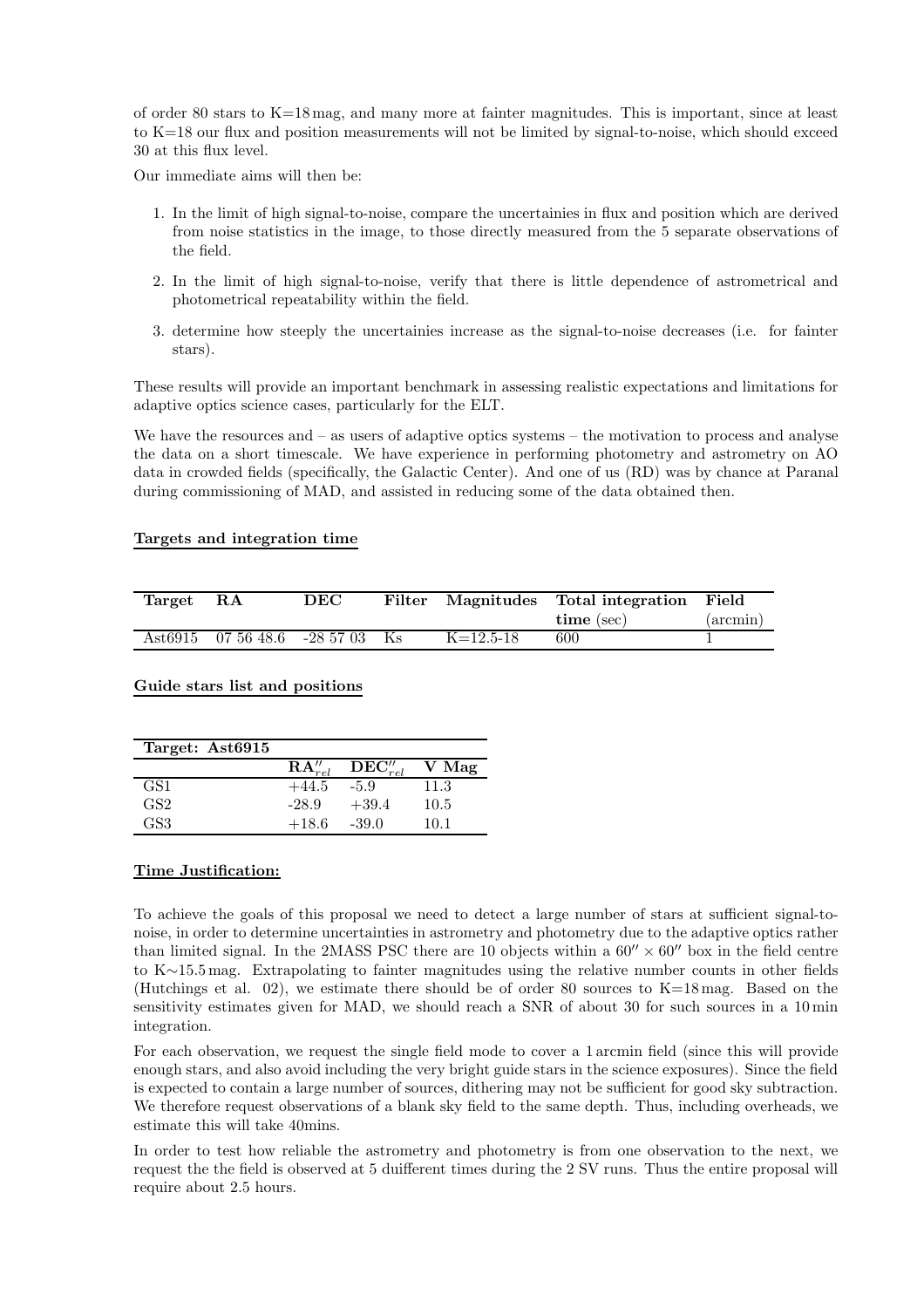of order 80 stars to K=18 mag, and many more at fainter magnitudes. This is important, since at least to K=18 our flux and position measurements will not be limited by signal-to-noise, which should exceed 30 at this flux level.

Our immediate aims will then be:

1. In the limit of high signal-to-noise, compare the uncertainies in flux and position which are derived from noise statistics in the image, to those directly measured from the 5 separate observations of the field.
2. In the limit of high signal-to-noise, verify that there is little dependence of astrometrical and photometrical repeatability within the field.
3. determine how steeply the uncertainies increase as the signal-to-noise decreases (i.e. for fainter stars).

These results will provide an important benchmark in assessing realistic expectations and limitations for adaptive optics science cases, particularly for the ELT.

We have the resources and – as users of adaptive optics systems – the motivation to process and analyse the data on a short timescale. We have experience in performing photometry and astrometry on AO data in crowded fields (specifically, the Galactic Center). And one of us (RD) was by chance at Paranal during commissioning of MAD, and assisted in reducing some of the data obtained then.

**Targets and integration time**

| Target | RA | DEC | Filter | Magnitudes | Total integration time (sec) | Field (arcmin) |
|---|---|---|---|---|---|---|
| Ast6915 | 07 56 48.6 | -28 57 03 | Ks | K=12.5-18 | 600 | 1 |

**Guide stars list and positions**

| Target: Ast6915 | | | |
|---|---|---|---|
| | $\mathbf{RA}''_{rel}$ | $\mathbf{DEC}''_{rel}$ | **V Mag** |
| GS1 | +44.5 | -5.9 | 11.3 |
| GS2 | -28.9 | +39.4 | 10.5 |
| GS3 | +18.6 | -39.0 | 10.1 |

**Time Justification:**

To achieve the goals of this proposal we need to detect a large number of stars at sufficient signal-to-noise, in order to determine uncertainties in astrometry and photometry due to the adaptive optics rather than limited signal. In the 2MASS PSC there are 10 objects within a $60'' \times 60''$ box in the field centre to K$\sim$15.5 mag. Extrapolating to fainter magnitudes using the relative number counts in other fields (Hutchings et al. 02), we estimate there should be of order 80 sources to K=18 mag. Based on the sensitivity estimates given for MAD, we should reach a SNR of about 30 for such sources in a 10 min integration.

For each observation, we request the single field mode to cover a 1 arcmin field (since this will provide enough stars, and also avoid including the very bright guide stars in the science exposures). Since the field is expected to contain a large number of sources, dithering may not be sufficient for good sky subtraction. We therefore request observations of a blank sky field to the same depth. Thus, including overheads, we estimate this will take 40mins.

In order to test how reliable the astrometry and photometry is from one observation to the next, we request the the field is observed at 5 duifferent times during the 2 SV runs. Thus the entire proposal will require about 2.5 hours.